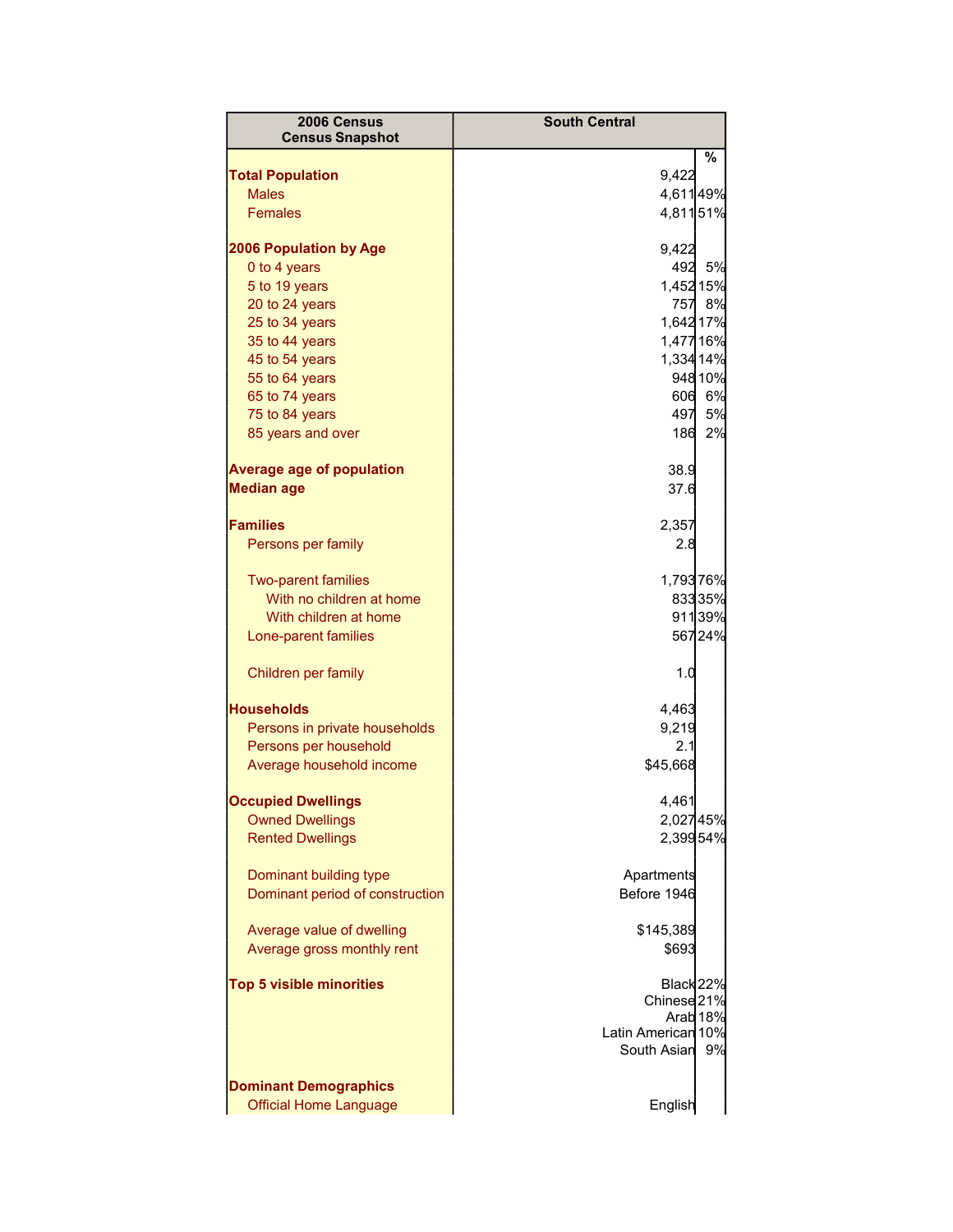| 2006 Census<br>Census Snapshot | South Central | % |
|---|---|---|
| **Total Population** | 9,422 | |
| Males | 4,611 | 49% |
| Females | 4,811 | 51% |
| | | |
| **2006 Population by Age** | 9,422 | |
| 0 to 4 years | 492 | 5% |
| 5 to 19 years | 1,452 | 15% |
| 20 to 24 years | 757 | 8% |
| 25 to 34 years | 1,642 | 17% |
| 35 to 44 years | 1,477 | 16% |
| 45 to 54 years | 1,334 | 14% |
| 55 to 64 years | 948 | 10% |
| 65 to 74 years | 606 | 6% |
| 75 to 84 years | 497 | 5% |
| 85 years and over | 186 | 2% |
| | | |
| **Average age of population** | 38.9 | |
| **Median age** | 37.6 | |
| | | |
| **Families** | 2,357 | |
| Persons per family | 2.8 | |
| | | |
| Two-parent families | 1,793 | 76% |
| With no children at home | 833 | 35% |
| With children at home | 911 | 39% |
| Lone-parent families | 567 | 24% |
| | | |
| Children per family | 1.0 | |
| | | |
| **Households** | 4,463 | |
| Persons in private households | 9,219 | |
| Persons per household | 2.1 | |
| Average household income | $45,668 | |
| | | |
| **Occupied Dwellings** | 4,461 | |
| Owned Dwellings | 2,027 | 45% |
| Rented Dwellings | 2,399 | 54% |
| | | |
| Dominant building type | Apartments | |
| Dominant period of construction | Before 1946 | |
| | | |
| Average value of dwelling | $145,389 | |
| Average gross monthly rent | $693 | |
| | | |
| **Top 5 visible minorities** | Black | 22% |
| | Chinese | 21% |
| | Arab | 18% |
| | Latin American | 10% |
| | South Asian | 9% |
| | | |
| **Dominant Demographics** | | |
| Official Home Language | English | |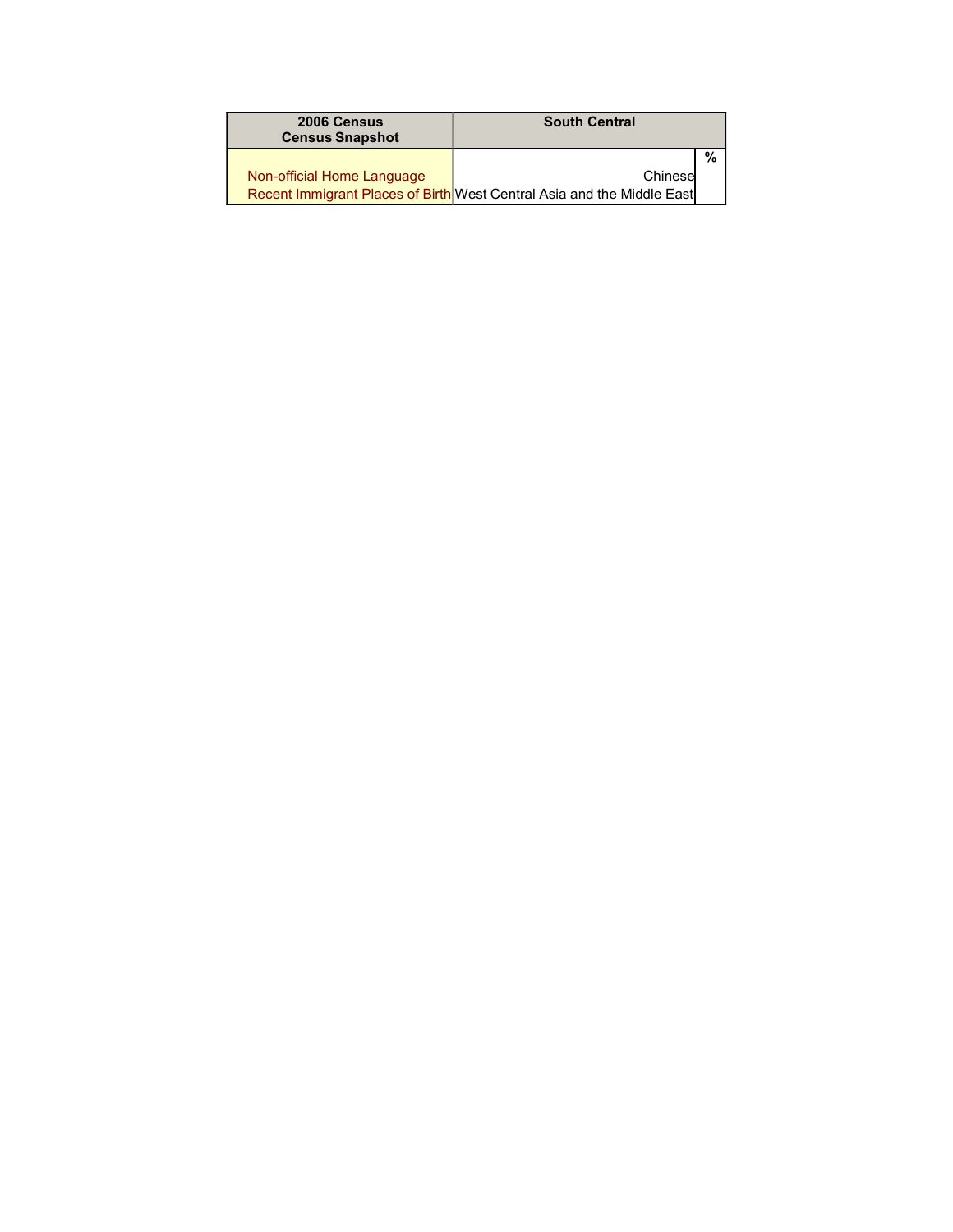| 2006 Census Census Snapshot | South Central | |
|---|---|---|
| | | % |
| Non-official Home Language | Chinese | |
| Recent Immigrant Places of Birth | West Central Asia and the Middle East | |